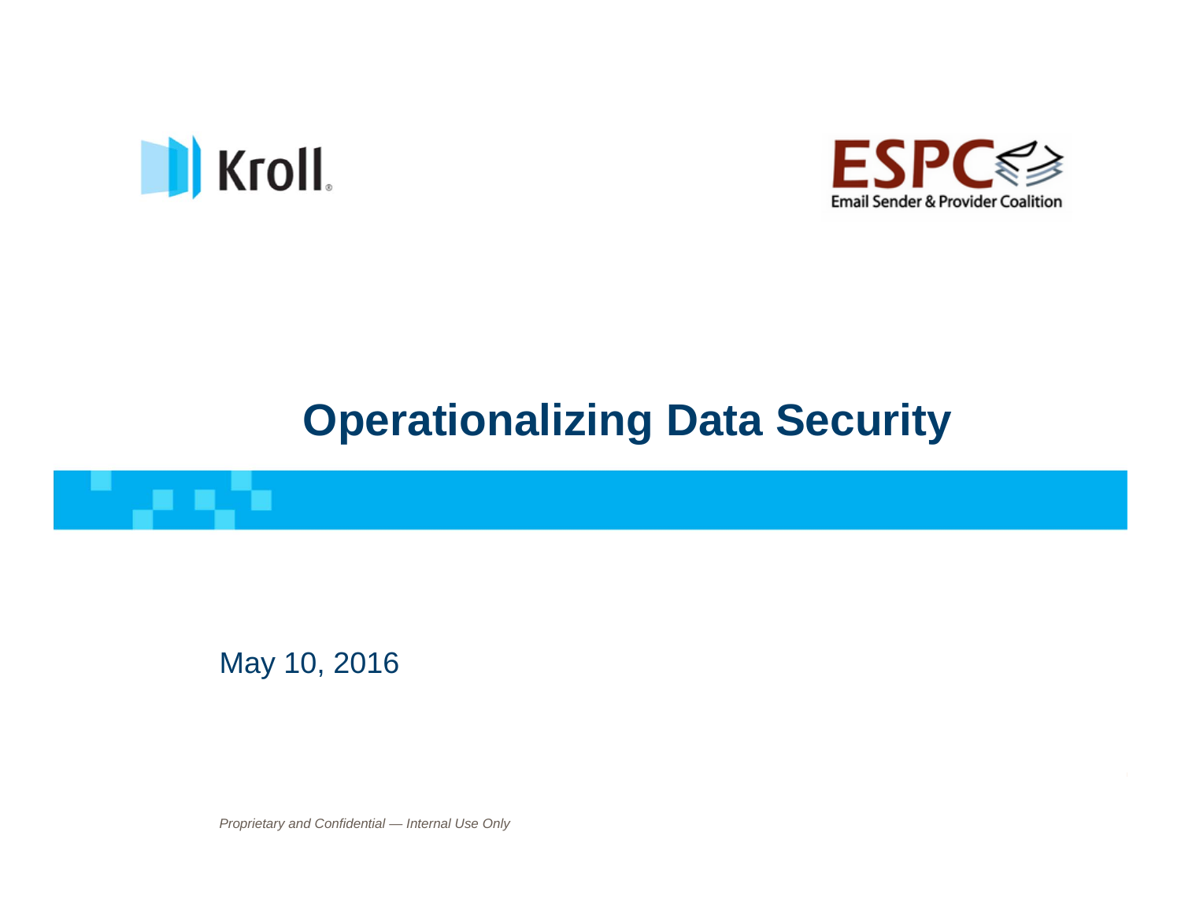Kroll

ESPC
Email Sender & Provider Coalition

# Operationalizing Data Security

May 10, 2016

*Proprietary and Confidential — Internal Use Only*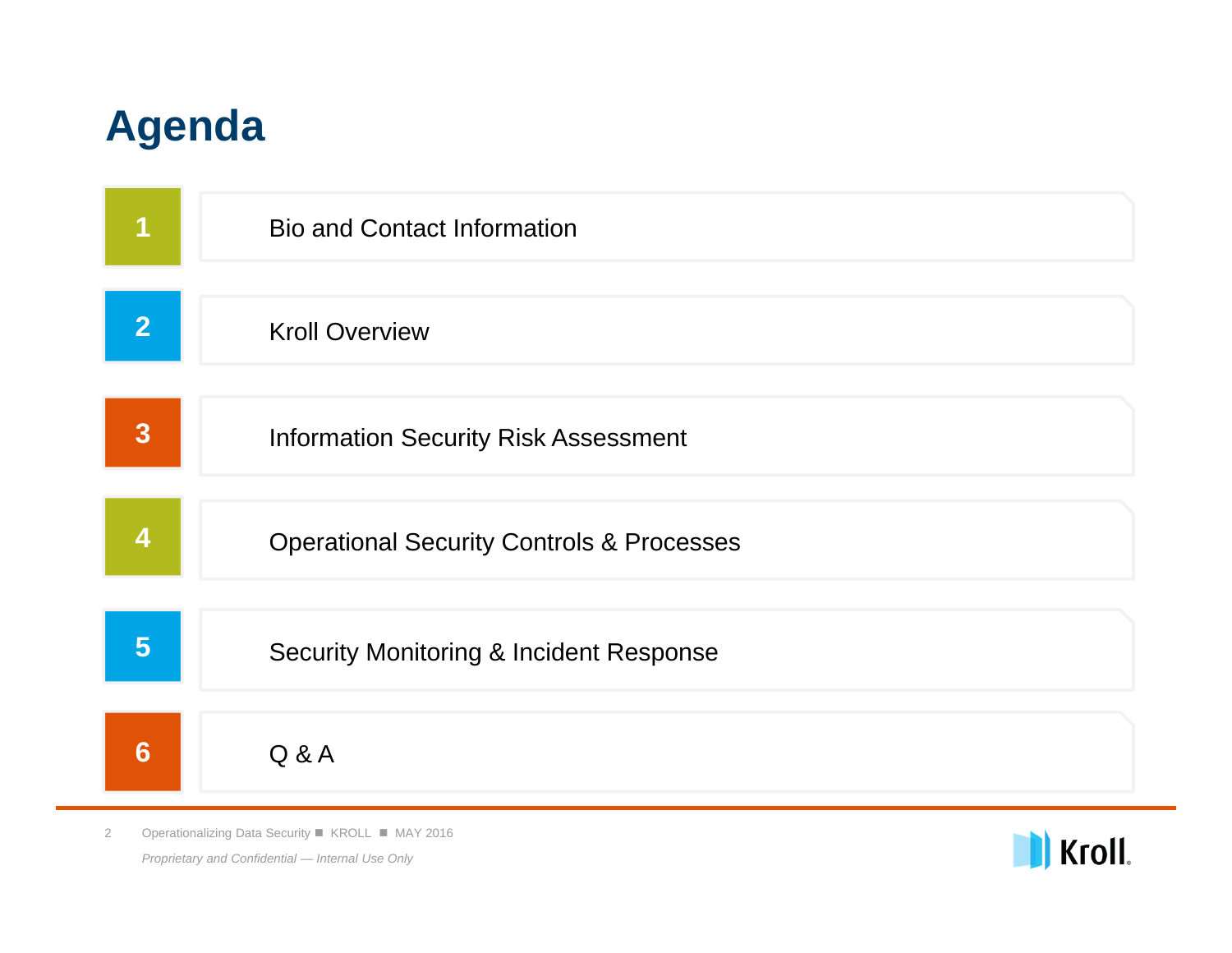# Agenda

1. Bio and Contact Information
2. Kroll Overview
3. Information Security Risk Assessment
4. Operational Security Controls & Processes
5. Security Monitoring & Incident Response
6. Q & A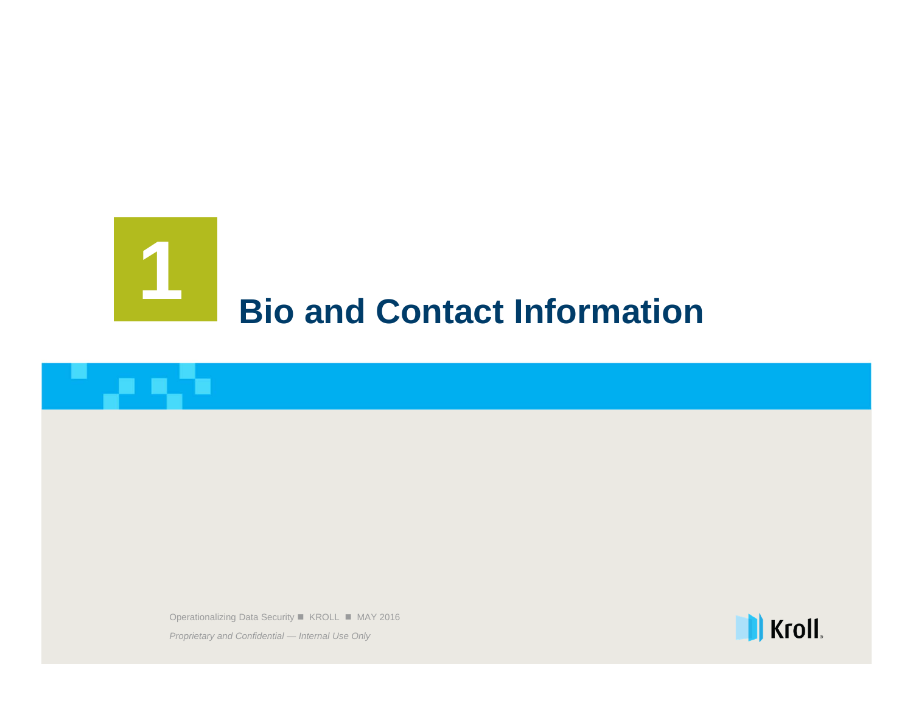# 1 Bio and Contact Information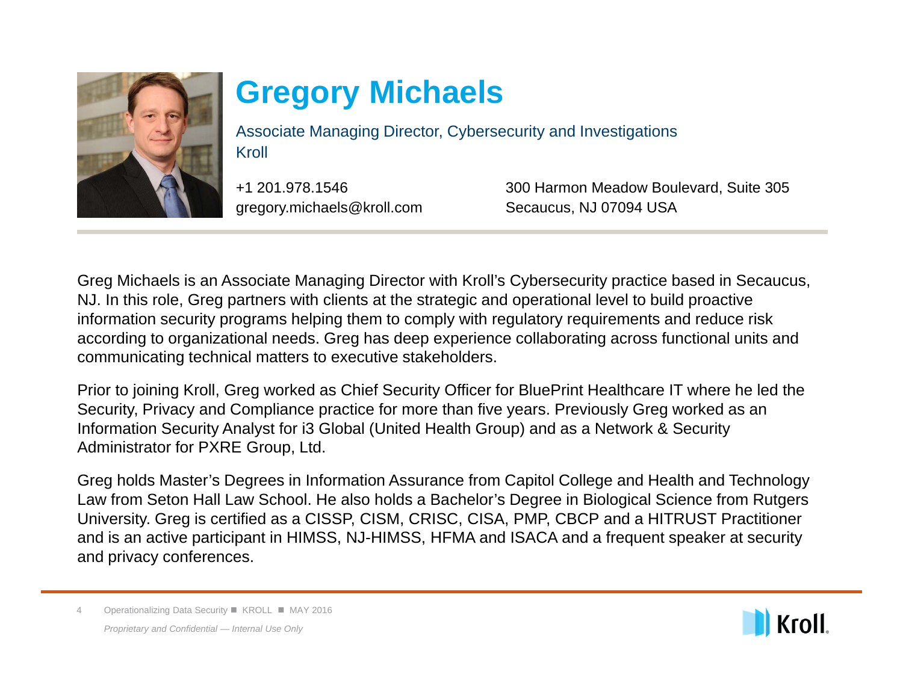# Gregory Michaels

Associate Managing Director, Cybersecurity and Investigations
Kroll

+1 201.978.1546
gregory.michaels@kroll.com

300 Harmon Meadow Boulevard, Suite 305
Secaucus, NJ 07094 USA

Greg Michaels is an Associate Managing Director with Kroll's Cybersecurity practice based in Secaucus, NJ. In this role, Greg partners with clients at the strategic and operational level to build proactive information security programs helping them to comply with regulatory requirements and reduce risk according to organizational needs. Greg has deep experience collaborating across functional units and communicating technical matters to executive stakeholders.

Prior to joining Kroll, Greg worked as Chief Security Officer for BluePrint Healthcare IT where he led the Security, Privacy and Compliance practice for more than five years. Previously Greg worked as an Information Security Analyst for i3 Global (United Health Group) and as a Network & Security Administrator for PXRE Group, Ltd.

Greg holds Master's Degrees in Information Assurance from Capitol College and Health and Technology Law from Seton Hall Law School. He also holds a Bachelor's Degree in Biological Science from Rutgers University. Greg is certified as a CISSP, CISM, CRISC, CISA, PMP, CBCP and a HITRUST Practitioner and is an active participant in HIMSS, NJ-HIMSS, HFMA and ISACA and a frequent speaker at security and privacy conferences.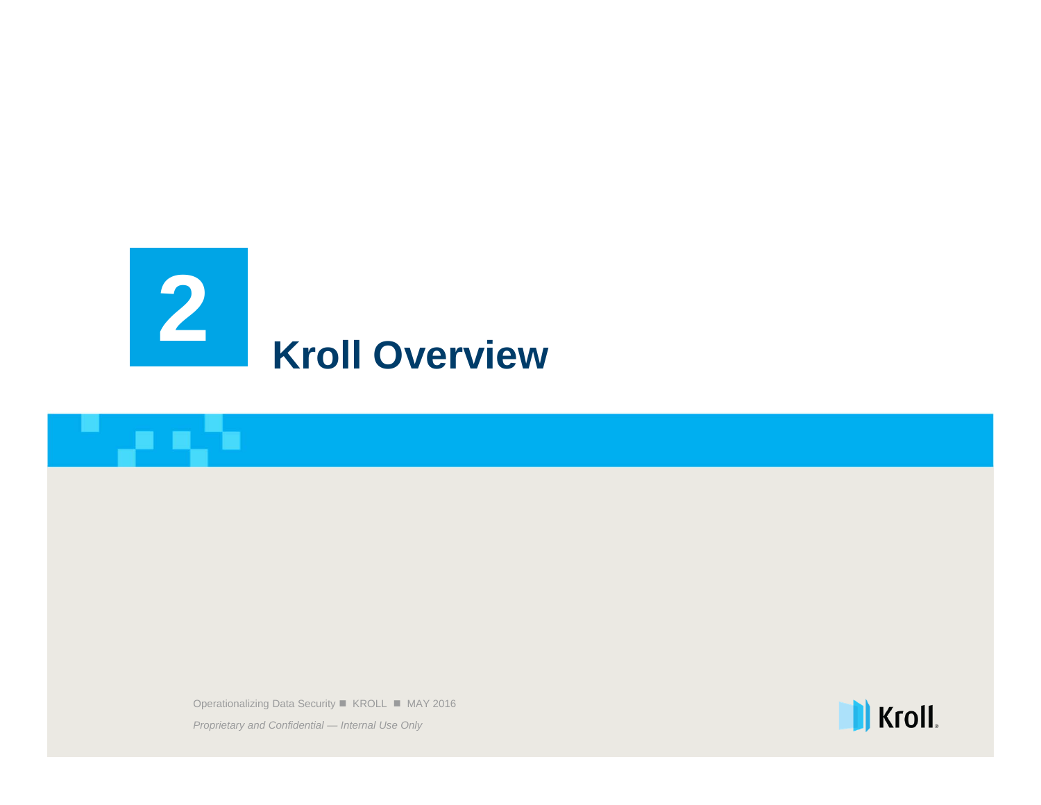# 2 Kroll Overview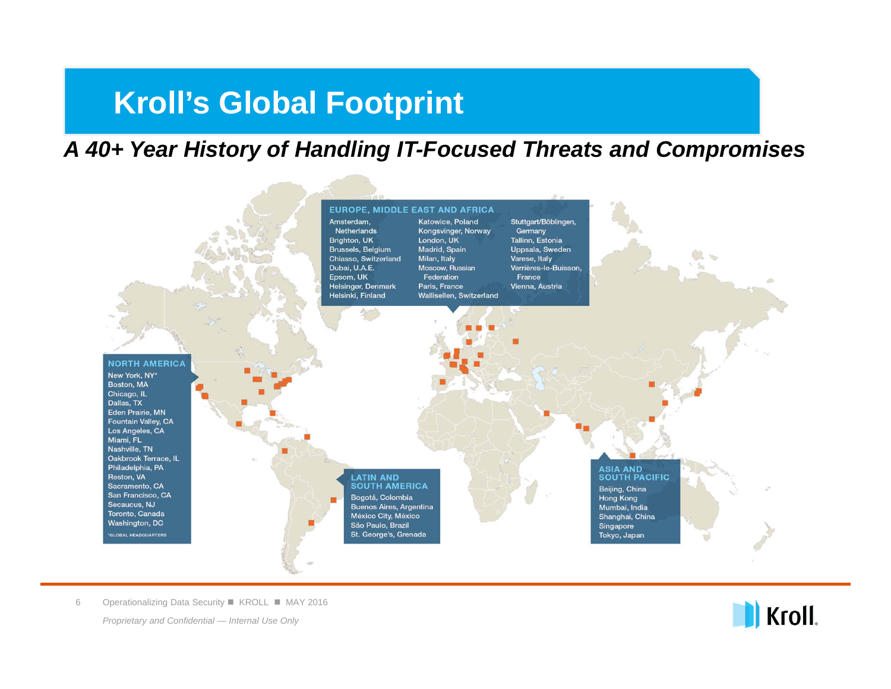# Kroll's Global Footprint

***A 40+ Year History of Handling IT-Focused Threats and Compromises***

**EUROPE, MIDDLE EAST AND AFRICA**

- Amsterdam, Netherlands
- Brighton, UK
- Brussels, Belgium
- Chiasso, Switzerland
- Dubai, U.A.E.
- Epsom, UK
- Helsingør, Denmark
- Helsinki, Finland
- Katowice, Poland
- Kongsvinger, Norway
- London, UK
- Madrid, Spain
- Milan, Italy
- Moscow, Russian Federation
- Paris, France
- Wallisellen, Switzerland
- Stuttgart/Böblingen, Germany
- Tallinn, Estonia
- Uppsala, Sweden
- Varese, Italy
- Verrières-le-Buisson, France
- Vienna, Austria

**NORTH AMERICA**

- New York, NY*
- Boston, MA
- Chicago, IL
- Dallas, TX
- Eden Prairie, MN
- Fountain Valley, CA
- Los Angeles, CA
- Miami, FL
- Nashville, TN
- Oakbrook Terrace, IL
- Philadelphia, PA
- Reston, VA
- Sacramento, CA
- San Francisco, CA
- Secaucus, NJ
- Toronto, Canada
- Washington, DC

*GLOBAL HEADQUARTERS

**LATIN AND SOUTH AMERICA**

- Bogotá, Colombia
- Buenos Aires, Argentina
- México City, México
- São Paulo, Brazil
- St. George's, Grenada

**ASIA AND SOUTH PACIFIC**

- Beijing, China
- Hong Kong
- Mumbai, India
- Shanghai, China
- Singapore
- Tokyo, Japan

Operationalizing Data Security ■ KROLL ■ MAY 2016

*Proprietary and Confidential — Internal Use Only*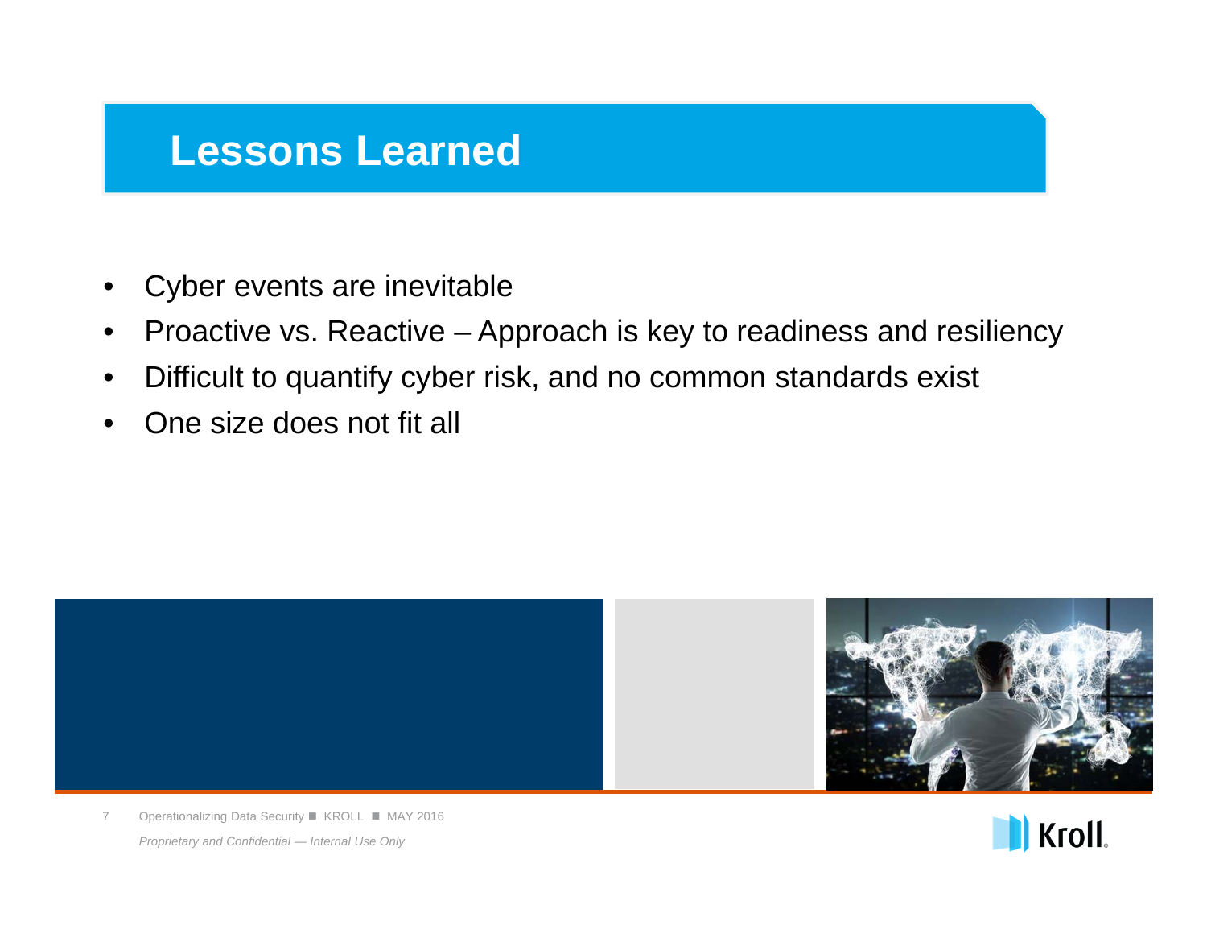# Lessons Learned

- Cyber events are inevitable
- Proactive vs. Reactive – Approach is key to readiness and resiliency
- Difficult to quantify cyber risk, and no common standards exist
- One size does not fit all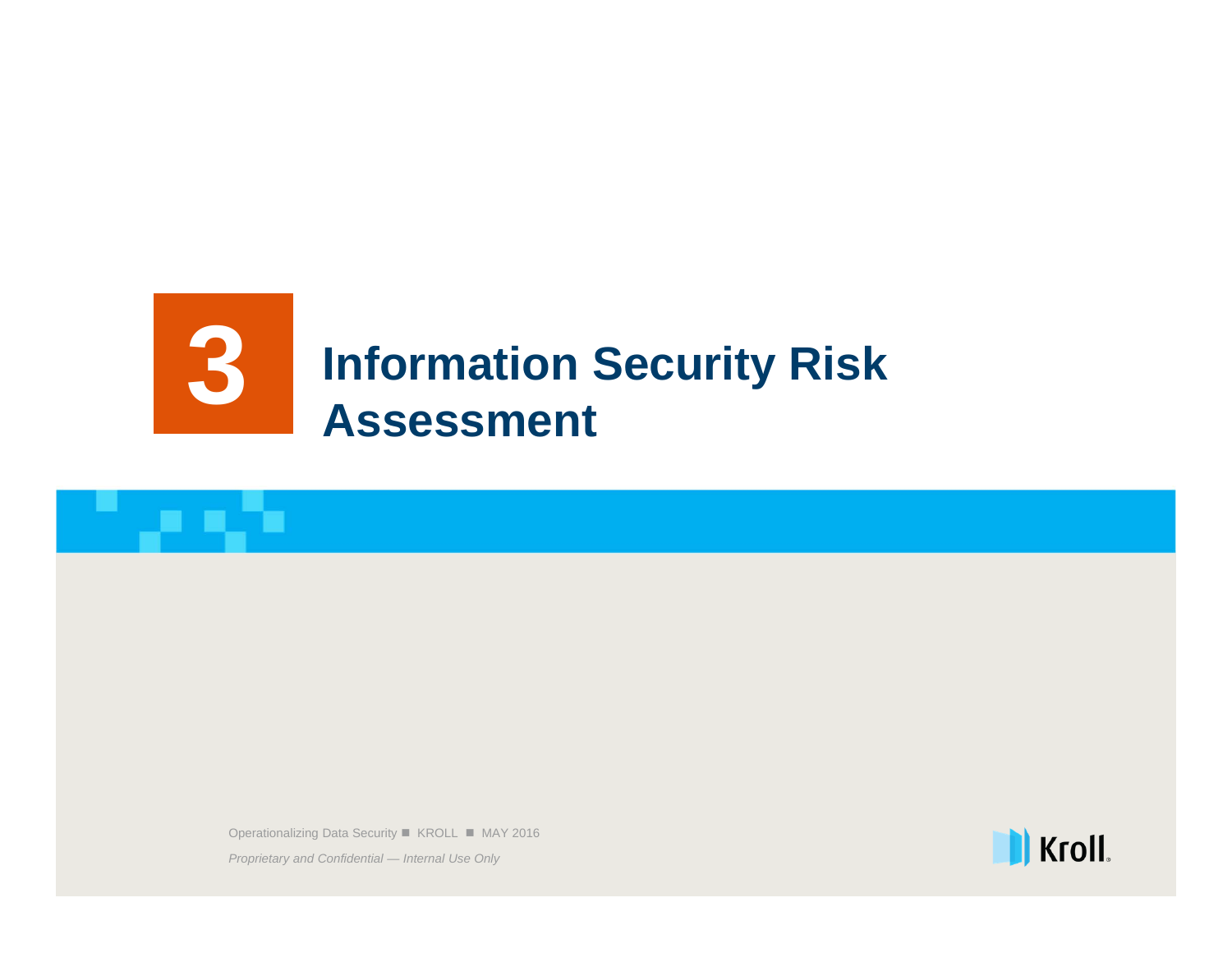# 3 Information Security Risk Assessment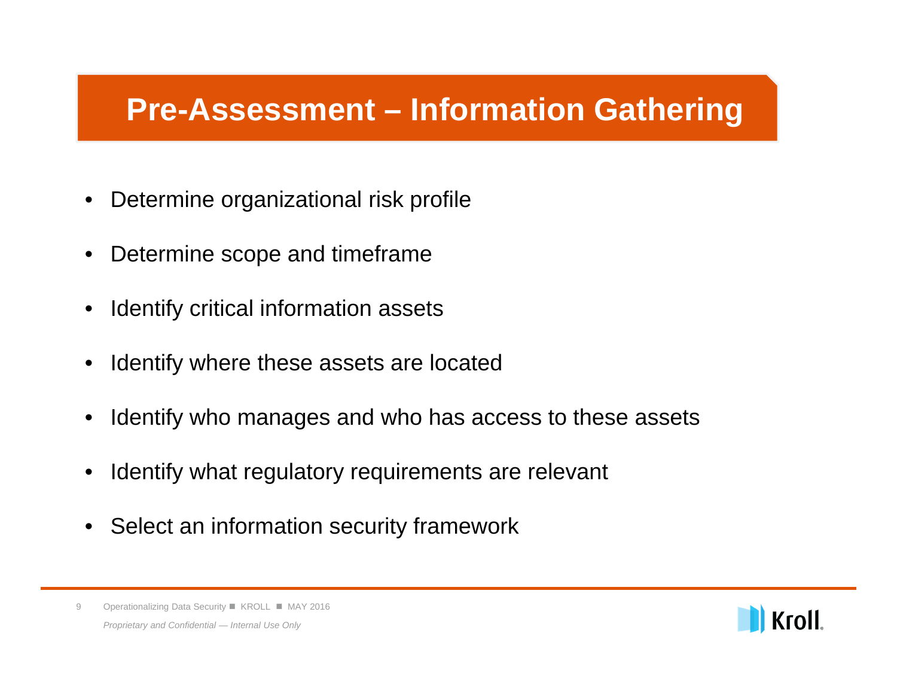# Pre-Assessment – Information Gathering

- Determine organizational risk profile
- Determine scope and timeframe
- Identify critical information assets
- Identify where these assets are located
- Identify who manages and who has access to these assets
- Identify what regulatory requirements are relevant
- Select an information security framework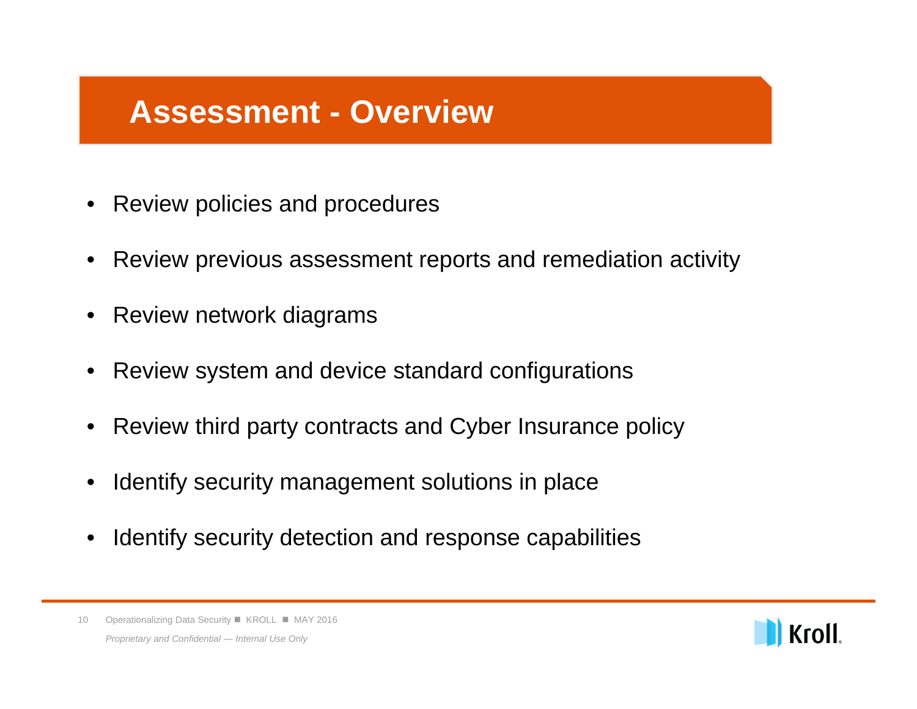# Assessment - Overview

- Review policies and procedures
- Review previous assessment reports and remediation activity
- Review network diagrams
- Review system and device standard configurations
- Review third party contracts and Cyber Insurance policy
- Identify security management solutions in place
- Identify security detection and response capabilities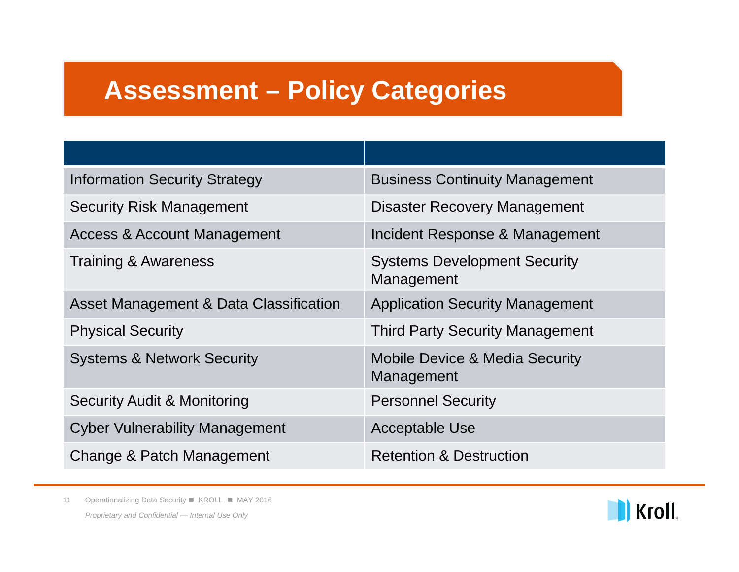# Assessment – Policy Categories

| | |
|---|---|
| Information Security Strategy | Business Continuity Management |
| Security Risk Management | Disaster Recovery Management |
| Access & Account Management | Incident Response & Management |
| Training & Awareness | Systems Development Security Management |
| Asset Management & Data Classification | Application Security Management |
| Physical Security | Third Party Security Management |
| Systems & Network Security | Mobile Device & Media Security Management |
| Security Audit & Monitoring | Personnel Security |
| Cyber Vulnerability Management | Acceptable Use |
| Change & Patch Management | Retention & Destruction |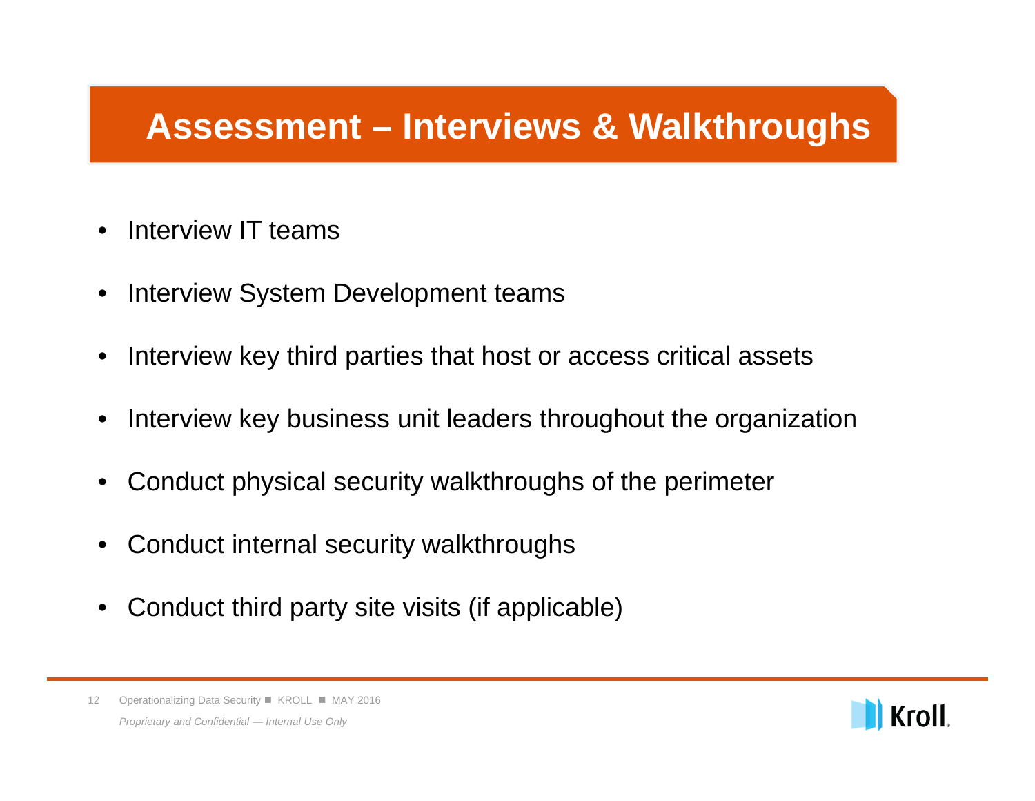# Assessment – Interviews & Walkthroughs

- Interview IT teams
- Interview System Development teams
- Interview key third parties that host or access critical assets
- Interview key business unit leaders throughout the organization
- Conduct physical security walkthroughs of the perimeter
- Conduct internal security walkthroughs
- Conduct third party site visits (if applicable)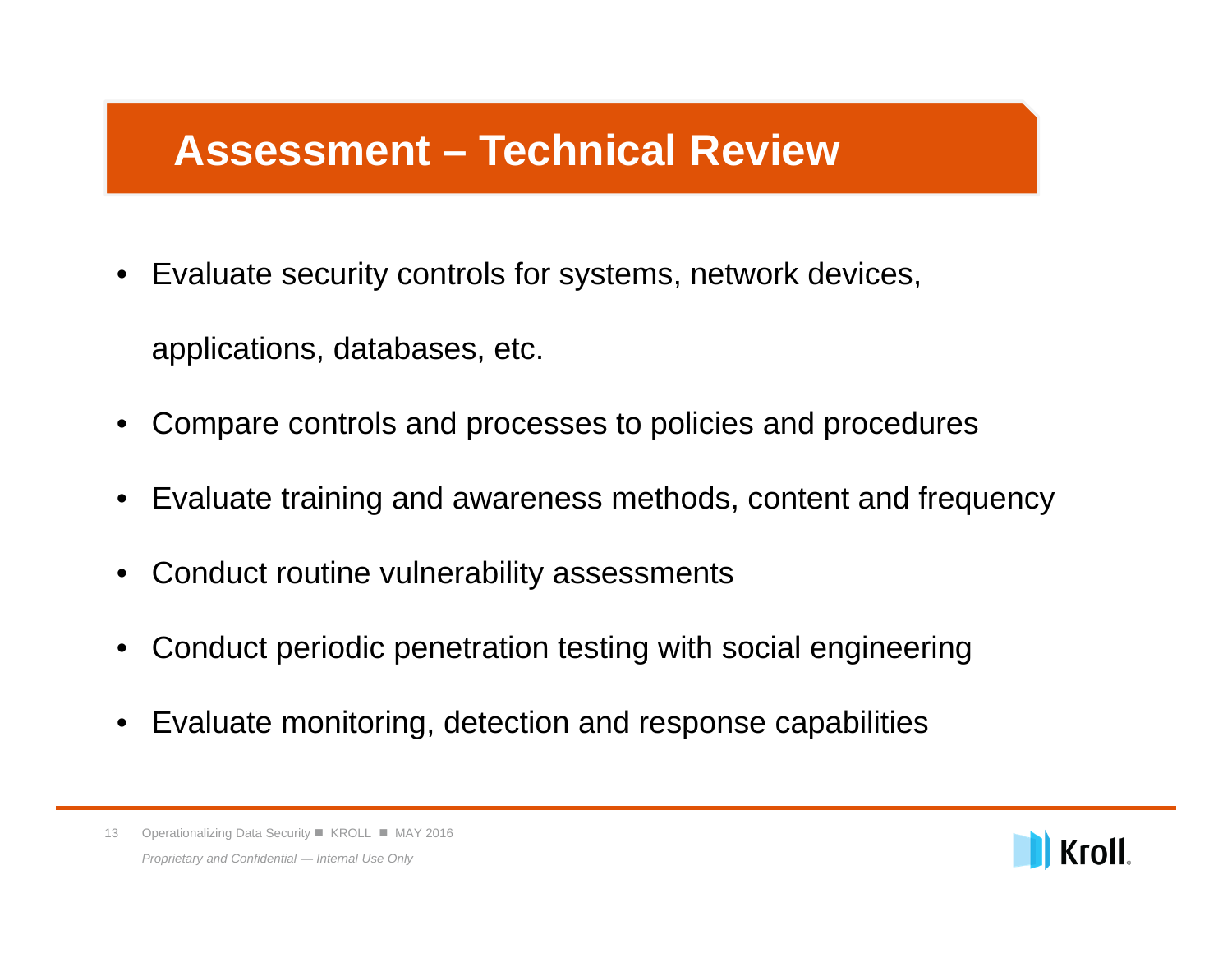# Assessment – Technical Review

- Evaluate security controls for systems, network devices, applications, databases, etc.
- Compare controls and processes to policies and procedures
- Evaluate training and awareness methods, content and frequency
- Conduct routine vulnerability assessments
- Conduct periodic penetration testing with social engineering
- Evaluate monitoring, detection and response capabilities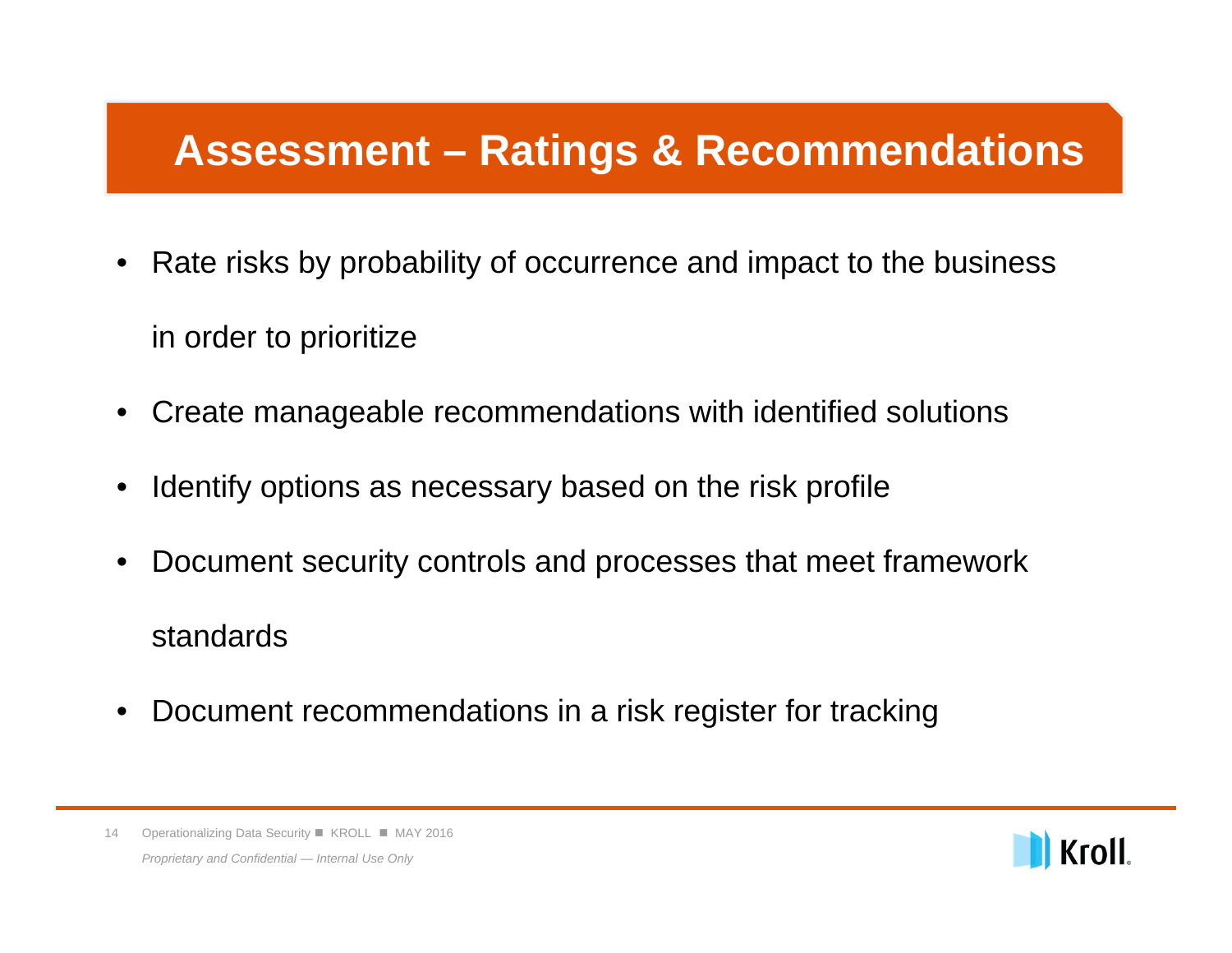# Assessment – Ratings & Recommendations

- Rate risks by probability of occurrence and impact to the business in order to prioritize
- Create manageable recommendations with identified solutions
- Identify options as necessary based on the risk profile
- Document security controls and processes that meet framework standards
- Document recommendations in a risk register for tracking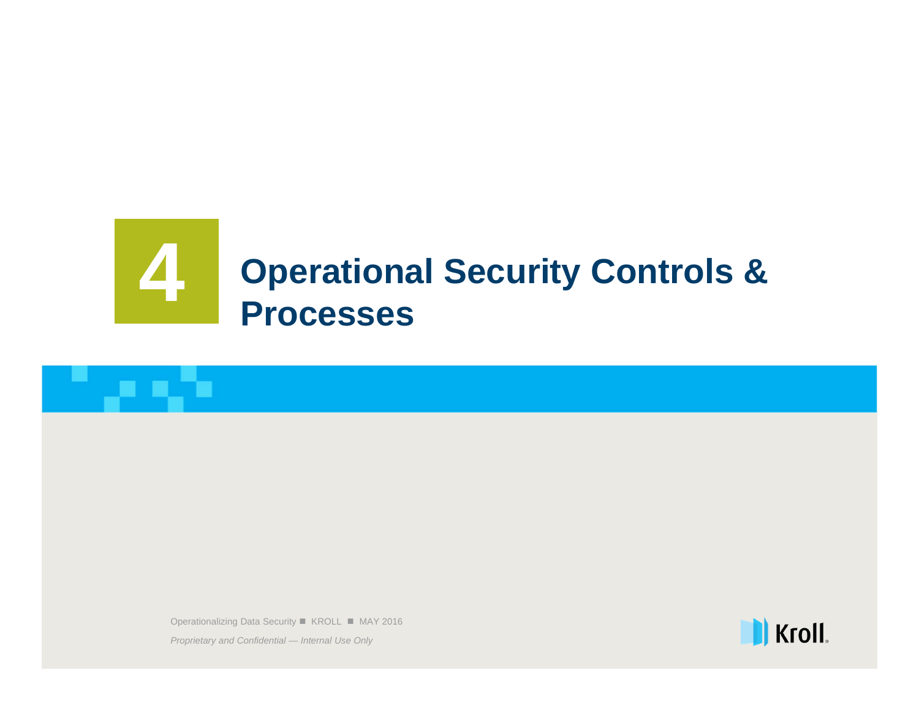# 4 Operational Security Controls & Processes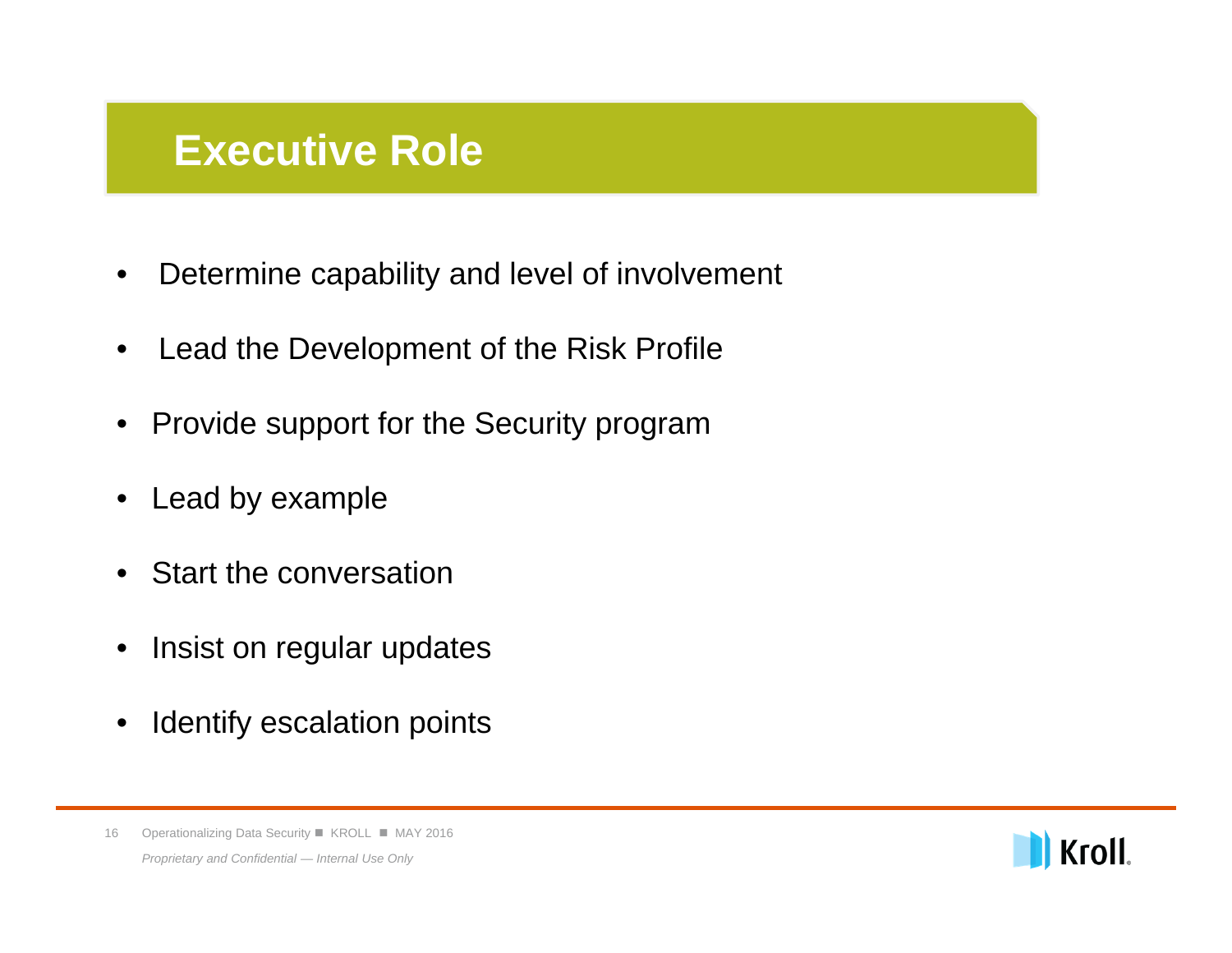# Executive Role

- Determine capability and level of involvement
- Lead the Development of the Risk Profile
- Provide support for the Security program
- Lead by example
- Start the conversation
- Insist on regular updates
- Identify escalation points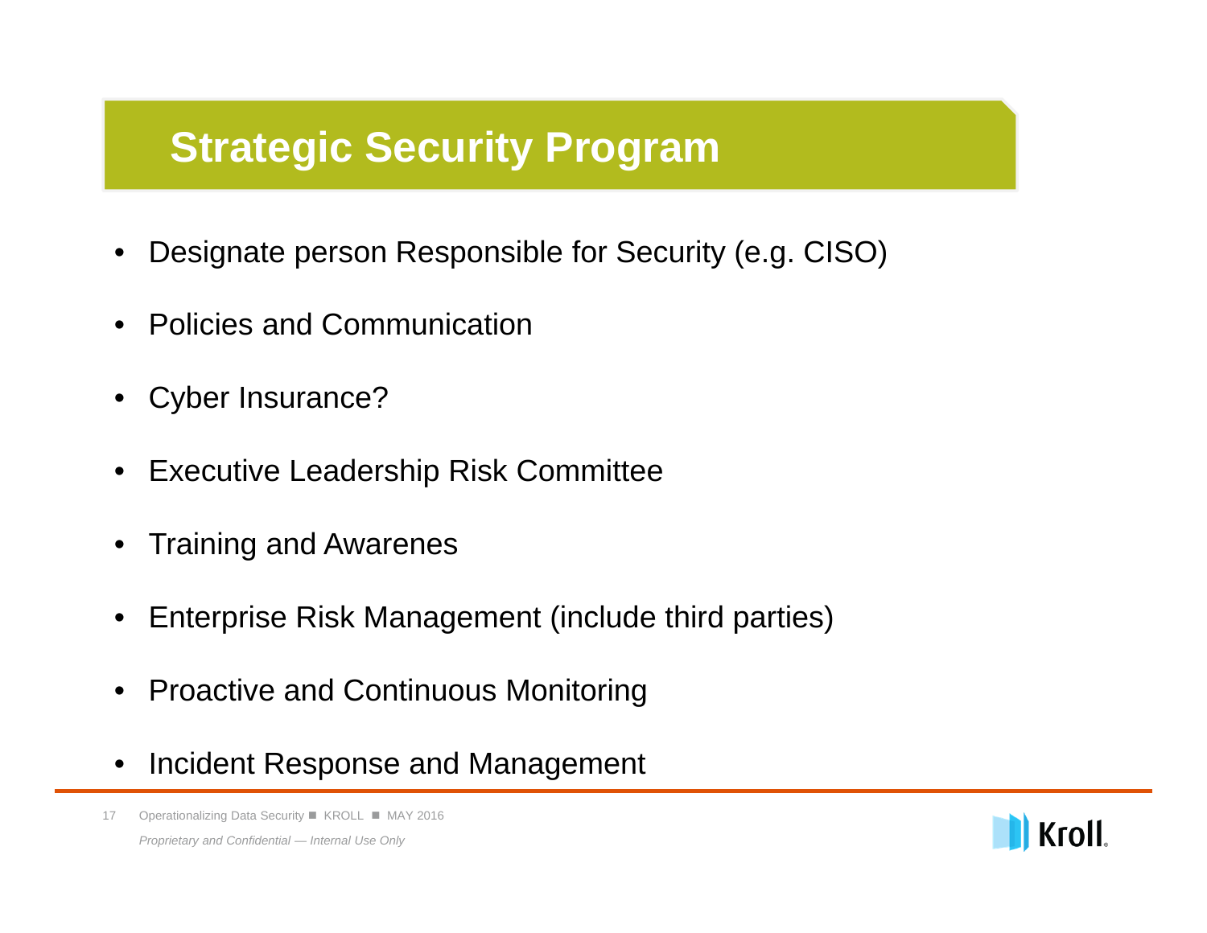# Strategic Security Program

- Designate person Responsible for Security (e.g. CISO)
- Policies and Communication
- Cyber Insurance?
- Executive Leadership Risk Committee
- Training and Awarenes
- Enterprise Risk Management (include third parties)
- Proactive and Continuous Monitoring
- Incident Response and Management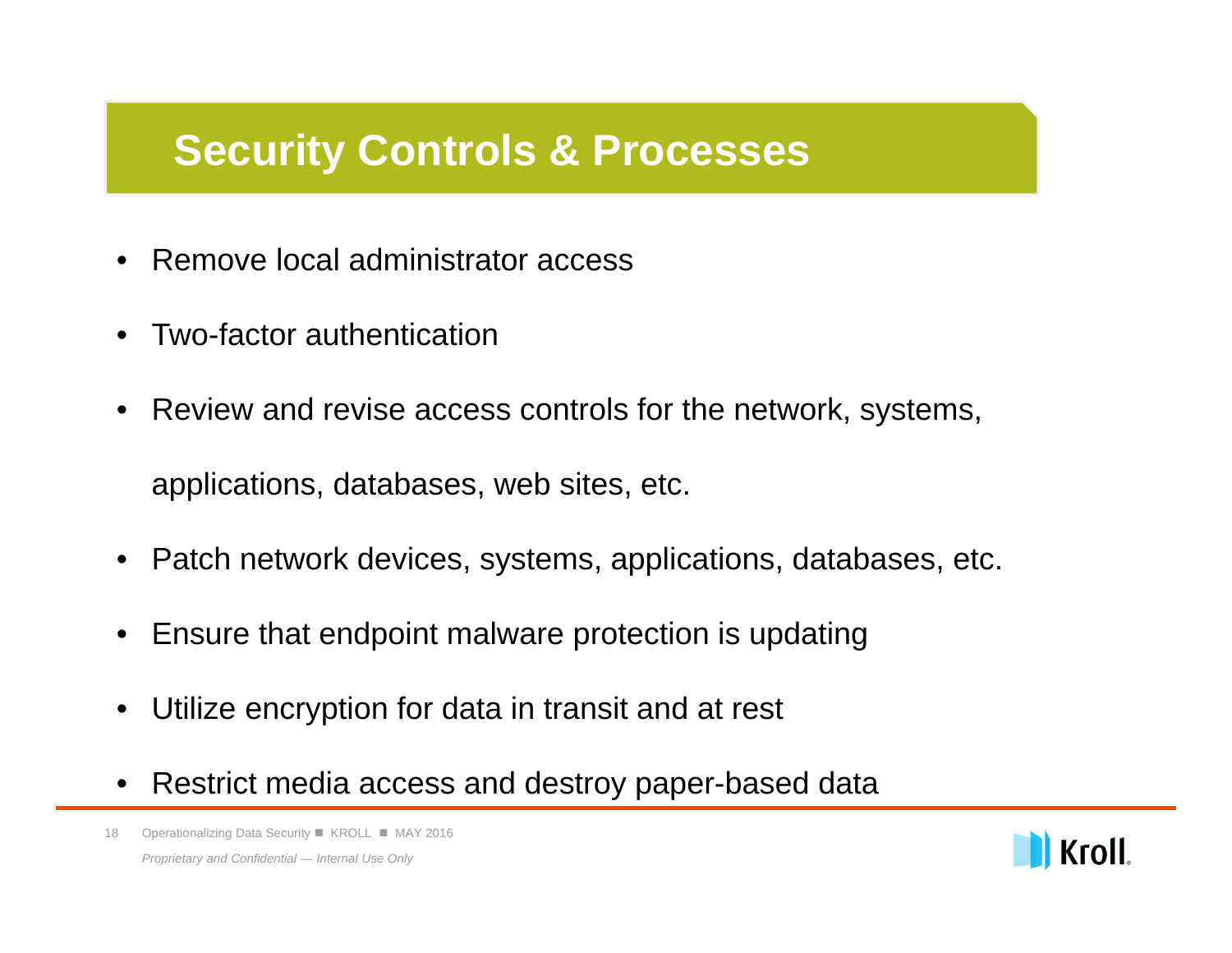# Security Controls & Processes

- Remove local administrator access
- Two-factor authentication
- Review and revise access controls for the network, systems, applications, databases, web sites, etc.
- Patch network devices, systems, applications, databases, etc.
- Ensure that endpoint malware protection is updating
- Utilize encryption for data in transit and at rest
- Restrict media access and destroy paper-based data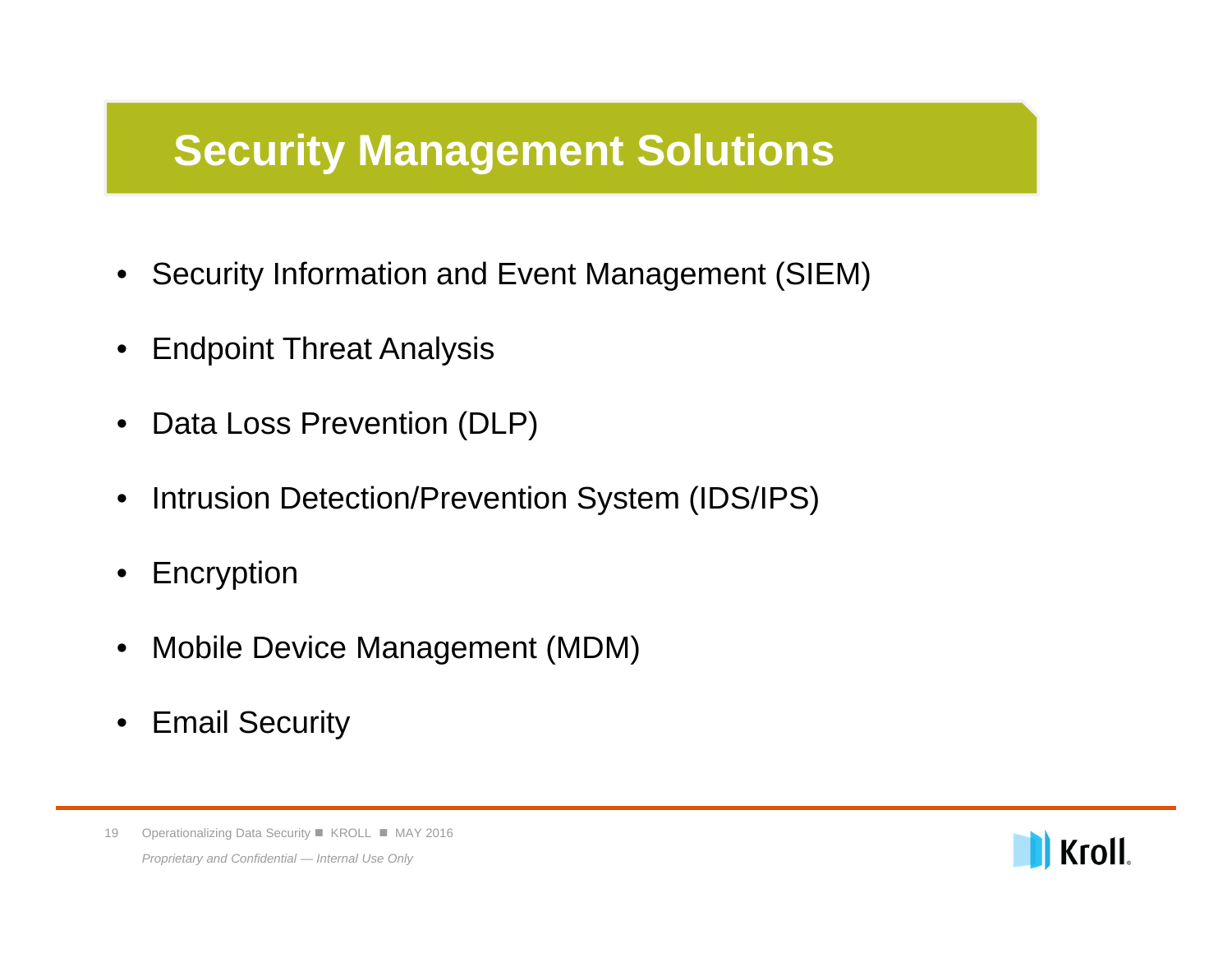# Security Management Solutions

- Security Information and Event Management (SIEM)
- Endpoint Threat Analysis
- Data Loss Prevention (DLP)
- Intrusion Detection/Prevention System (IDS/IPS)
- Encryption
- Mobile Device Management (MDM)
- Email Security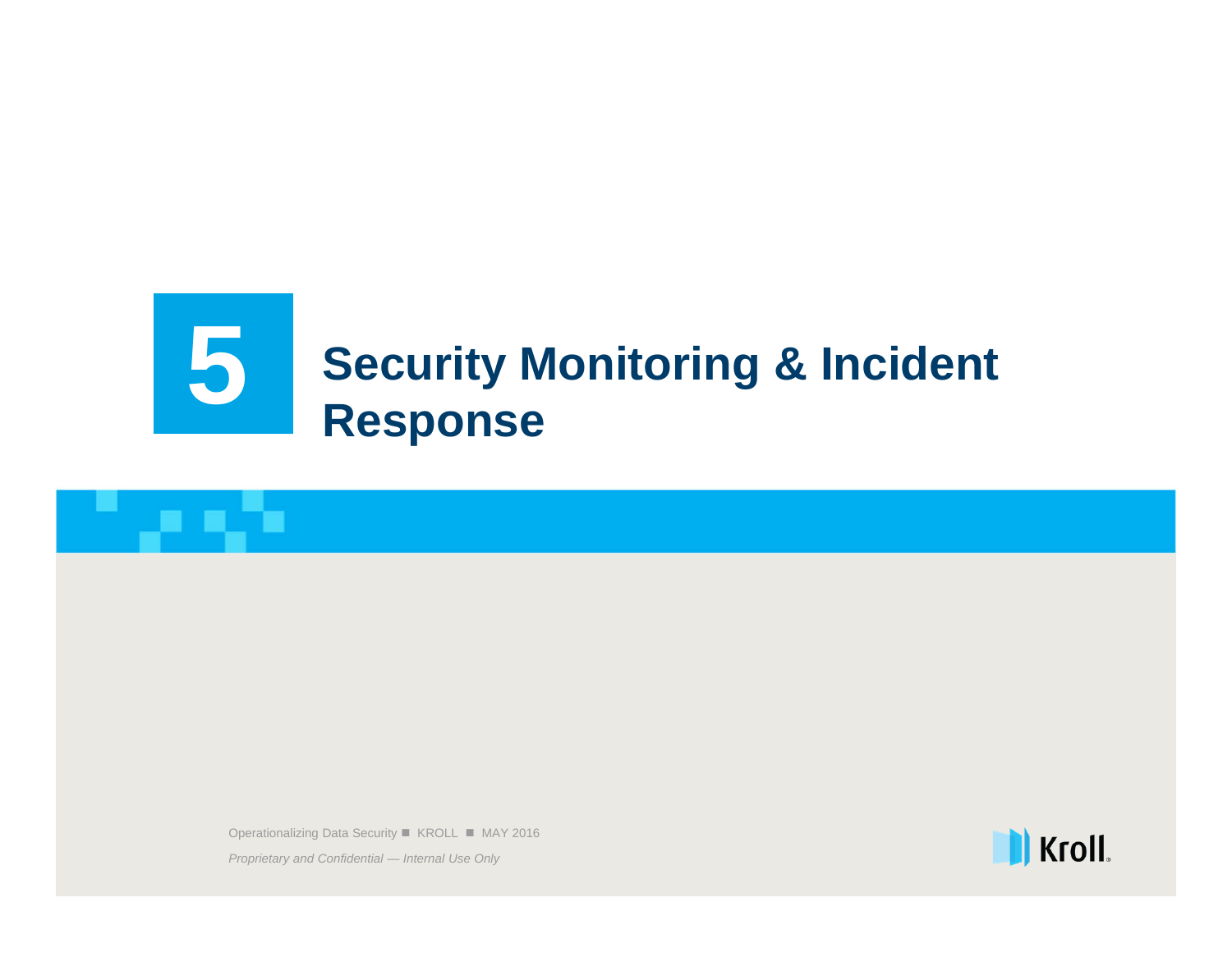# 5 Security Monitoring & Incident Response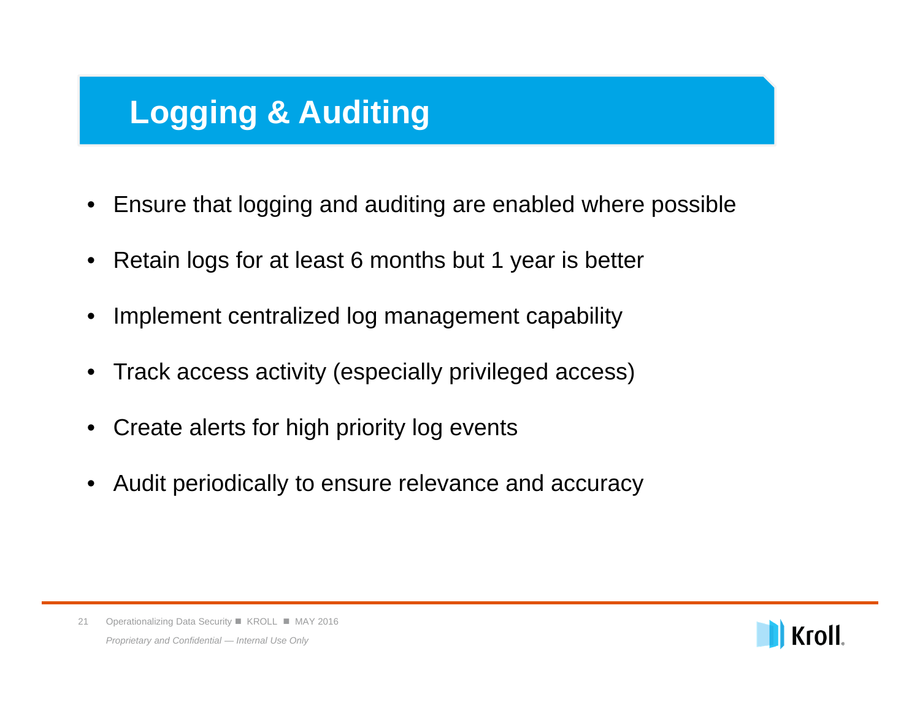# Logging & Auditing

- Ensure that logging and auditing are enabled where possible
- Retain logs for at least 6 months but 1 year is better
- Implement centralized log management capability
- Track access activity (especially privileged access)
- Create alerts for high priority log events
- Audit periodically to ensure relevance and accuracy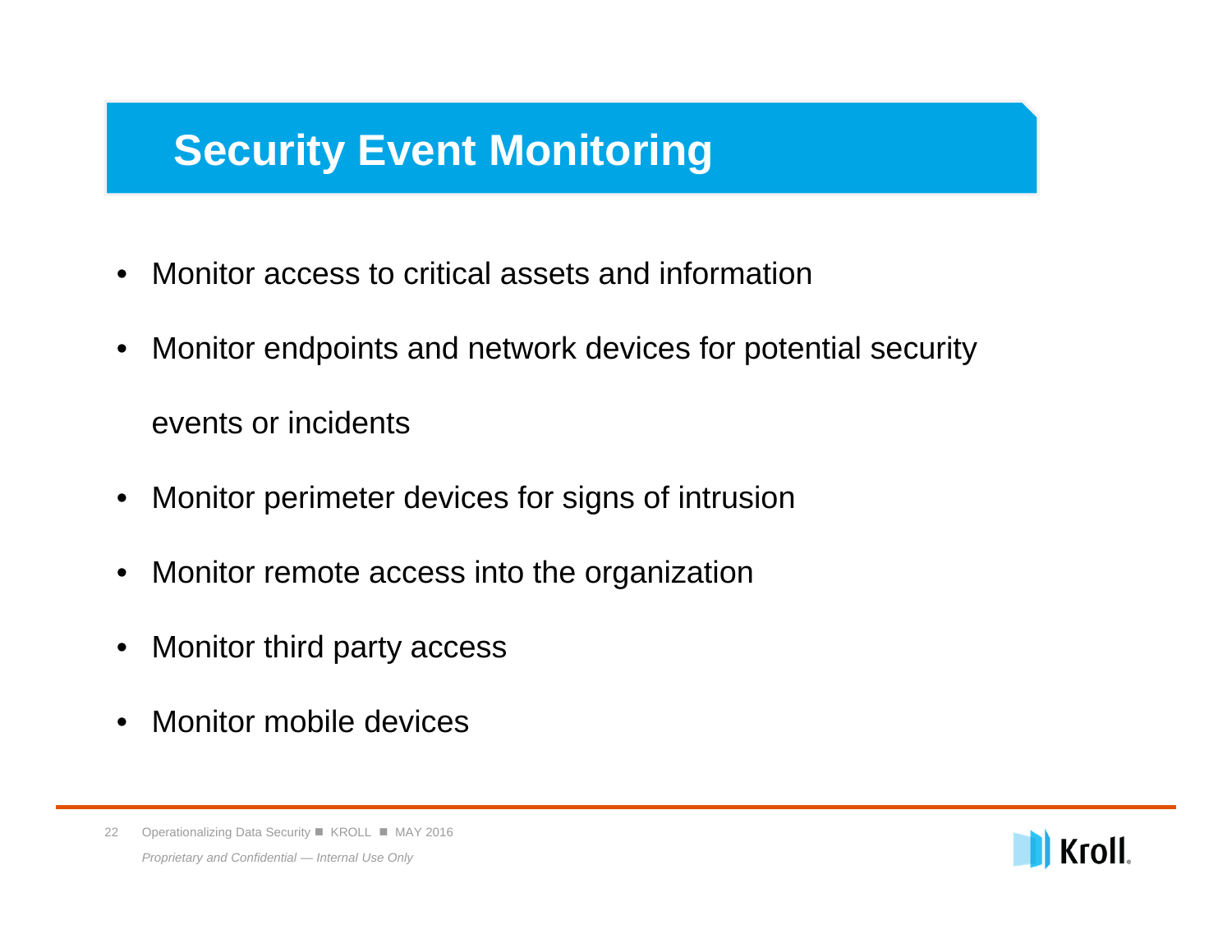# Security Event Monitoring

- Monitor access to critical assets and information
- Monitor endpoints and network devices for potential security events or incidents
- Monitor perimeter devices for signs of intrusion
- Monitor remote access into the organization
- Monitor third party access
- Monitor mobile devices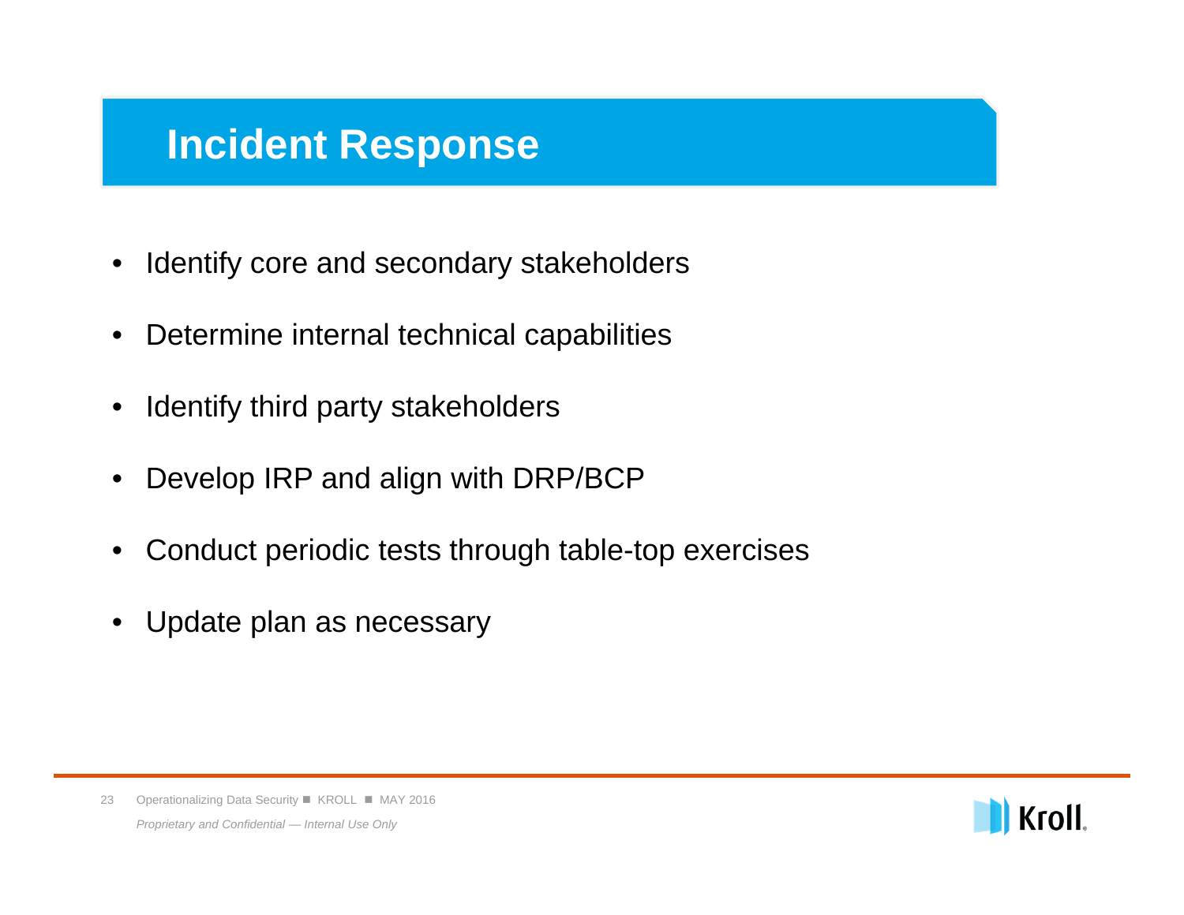# Incident Response

- Identify core and secondary stakeholders
- Determine internal technical capabilities
- Identify third party stakeholders
- Develop IRP and align with DRP/BCP
- Conduct periodic tests through table-top exercises
- Update plan as necessary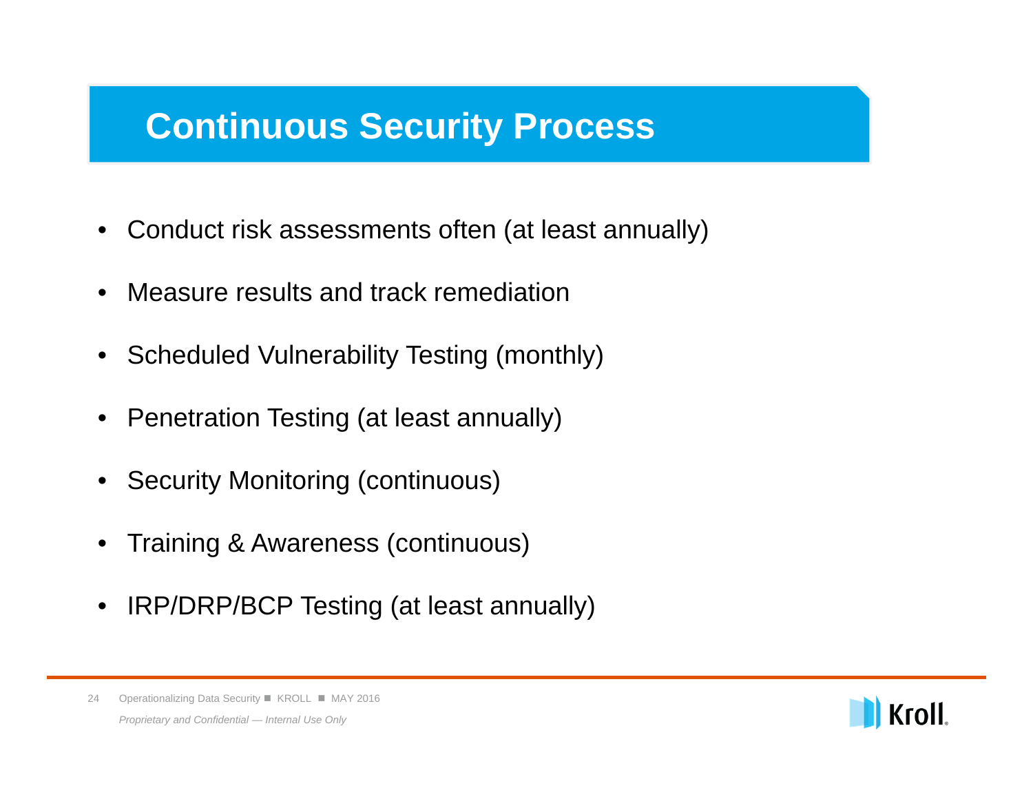# Continuous Security Process

- Conduct risk assessments often (at least annually)
- Measure results and track remediation
- Scheduled Vulnerability Testing (monthly)
- Penetration Testing (at least annually)
- Security Monitoring (continuous)
- Training & Awareness (continuous)
- IRP/DRP/BCP Testing (at least annually)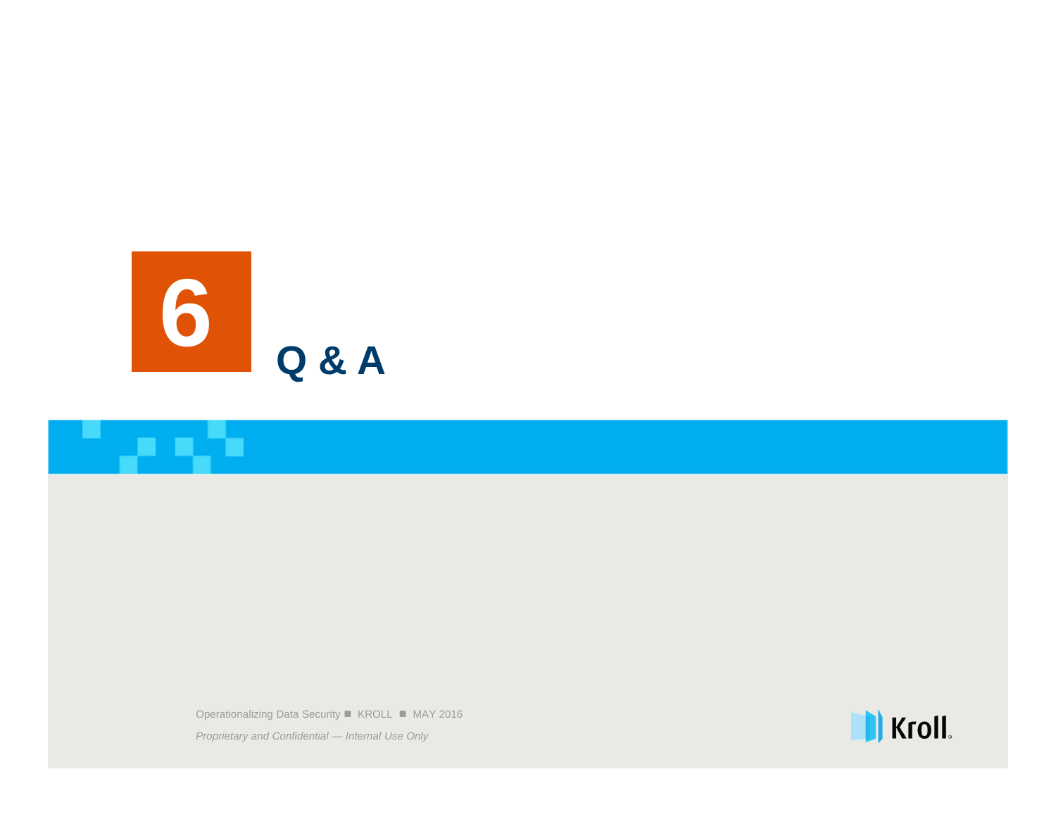# 6 Q & A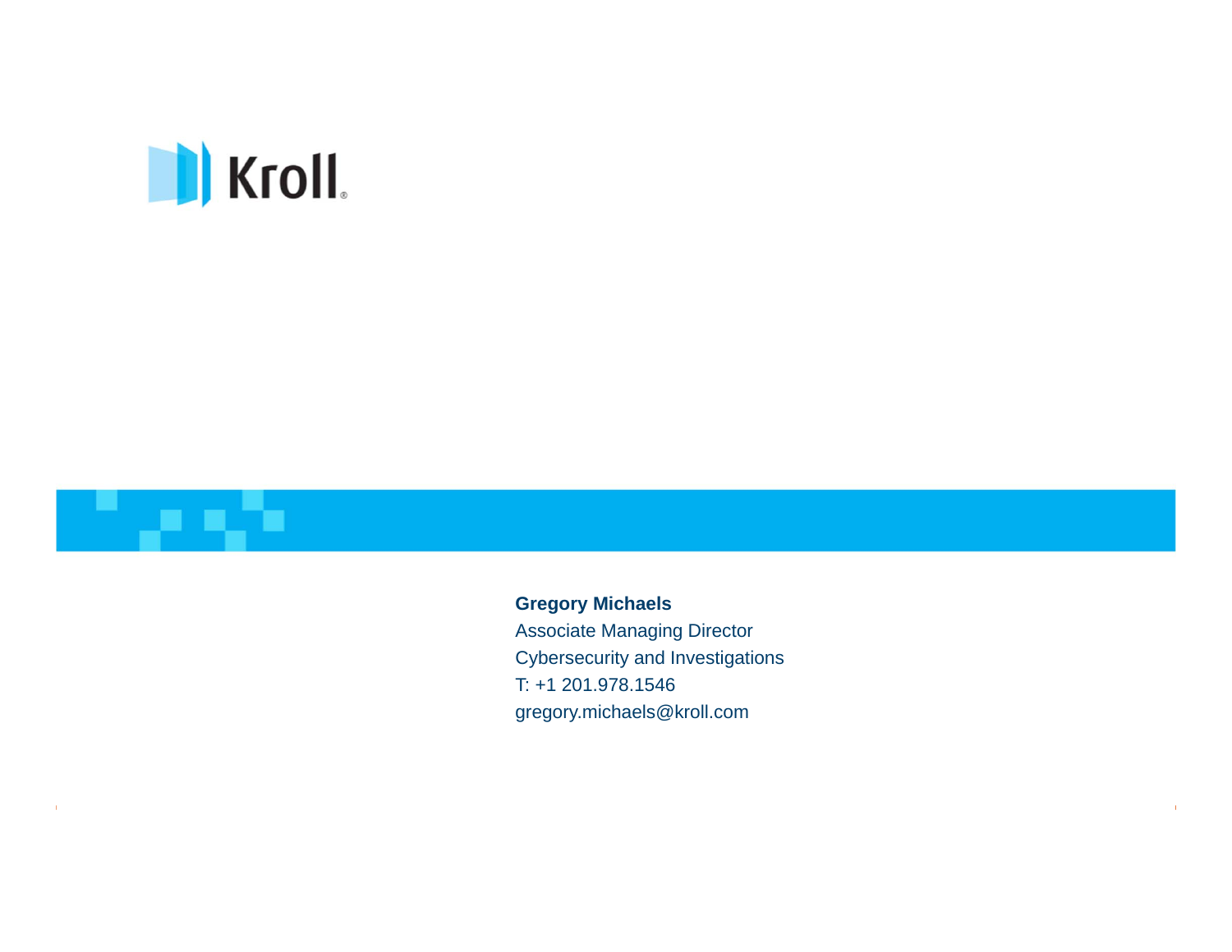Kroll®

**Gregory Michaels**
Associate Managing Director
Cybersecurity and Investigations
T: +1 201.978.1546
gregory.michaels@kroll.com